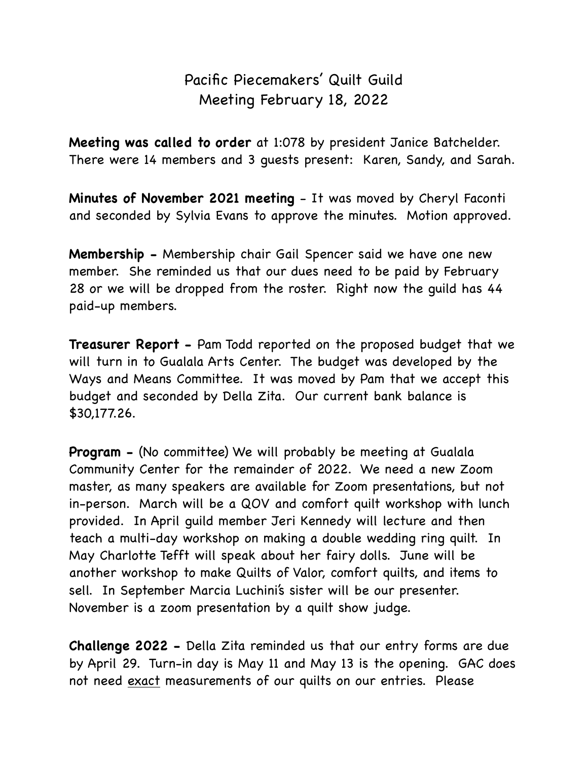# Pacific Piecemakers' Quilt Guild
## Meeting February 18, 2022

**Meeting was called to order** at 1:078 by president Janice Batchelder. There were 14 members and 3 guests present: Karen, Sandy, and Sarah.

**Minutes of November 2021 meeting** - It was moved by Cheryl Faconti and seconded by Sylvia Evans to approve the minutes. Motion approved.

**Membership -** Membership chair Gail Spencer said we have one new member. She reminded us that our dues need to be paid by February 28 or we will be dropped from the roster. Right now the guild has 44 paid-up members.

**Treasurer Report -** Pam Todd reported on the proposed budget that we will turn in to Gualala Arts Center. The budget was developed by the Ways and Means Committee. It was moved by Pam that we accept this budget and seconded by Della Zita. Our current bank balance is $30,177.26.

**Program -** (No committee) We will probably be meeting at Gualala Community Center for the remainder of 2022. We need a new Zoom master, as many speakers are available for Zoom presentations, but not in-person. March will be a QOV and comfort quilt workshop with lunch provided. In April guild member Jeri Kennedy will lecture and then teach a multi-day workshop on making a double wedding ring quilt. In May Charlotte Tefft will speak about her fairy dolls. June will be another workshop to make Quilts of Valor, comfort quilts, and items to sell. In September Marcia Luchini's sister will be our presenter. November is a zoom presentation by a quilt show judge.

**Challenge 2022 -** Della Zita reminded us that our entry forms are due by April 29. Turn-in day is May 11 and May 13 is the opening. GAC does not need <u>exact</u> measurements of our quilts on our entries. Please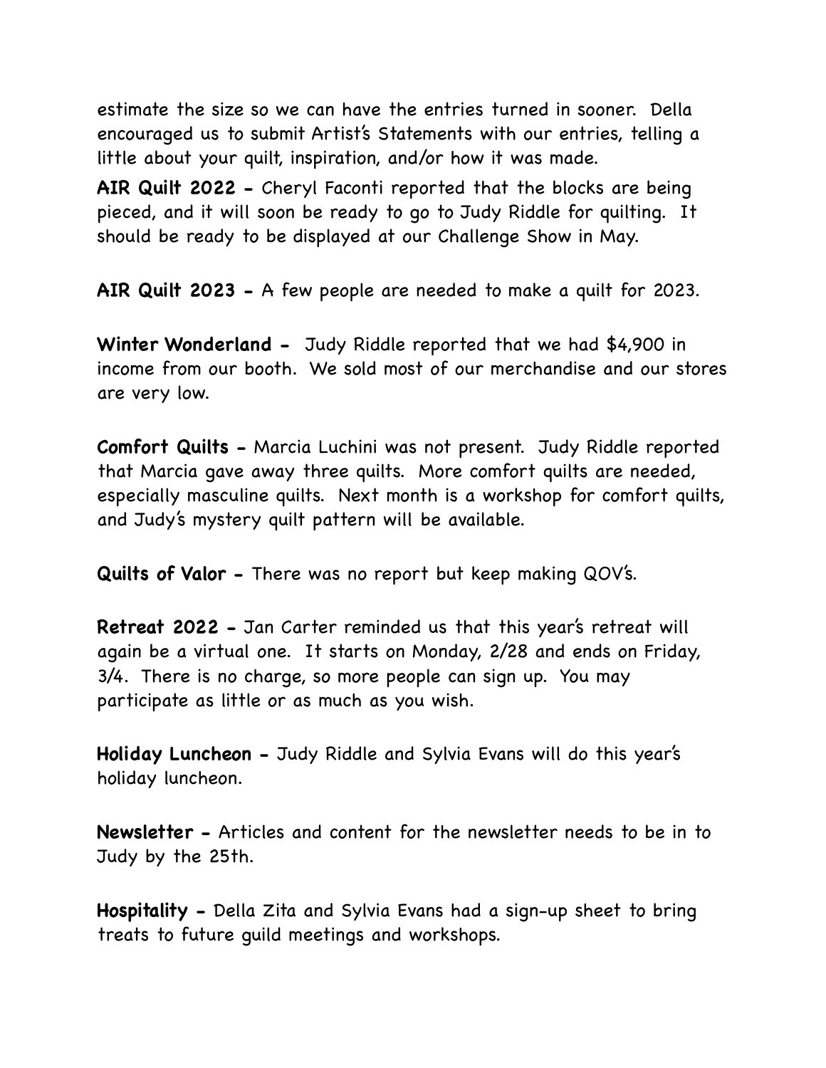estimate the size so we can have the entries turned in sooner. Della encouraged us to submit Artist's Statements with our entries, telling a little about your quilt, inspiration, and/or how it was made.

**AIR Quilt 2022 -** Cheryl Faconti reported that the blocks are being pieced, and it will soon be ready to go to Judy Riddle for quilting. It should be ready to be displayed at our Challenge Show in May.

**AIR Quilt 2023 -** A few people are needed to make a quilt for 2023.

**Winter Wonderland -** Judy Riddle reported that we had $4,900 in income from our booth. We sold most of our merchandise and our stores are very low.

**Comfort Quilts -** Marcia Luchini was not present. Judy Riddle reported that Marcia gave away three quilts. More comfort quilts are needed, especially masculine quilts. Next month is a workshop for comfort quilts, and Judy's mystery quilt pattern will be available.

**Quilts of Valor -** There was no report but keep making QOV's.

**Retreat 2022 -** Jan Carter reminded us that this year's retreat will again be a virtual one. It starts on Monday, 2/28 and ends on Friday, 3/4. There is no charge, so more people can sign up. You may participate as little or as much as you wish.

**Holiday Luncheon -** Judy Riddle and Sylvia Evans will do this year's holiday luncheon.

**Newsletter -** Articles and content for the newsletter needs to be in to Judy by the 25th.

**Hospitality -** Della Zita and Sylvia Evans had a sign-up sheet to bring treats to future guild meetings and workshops.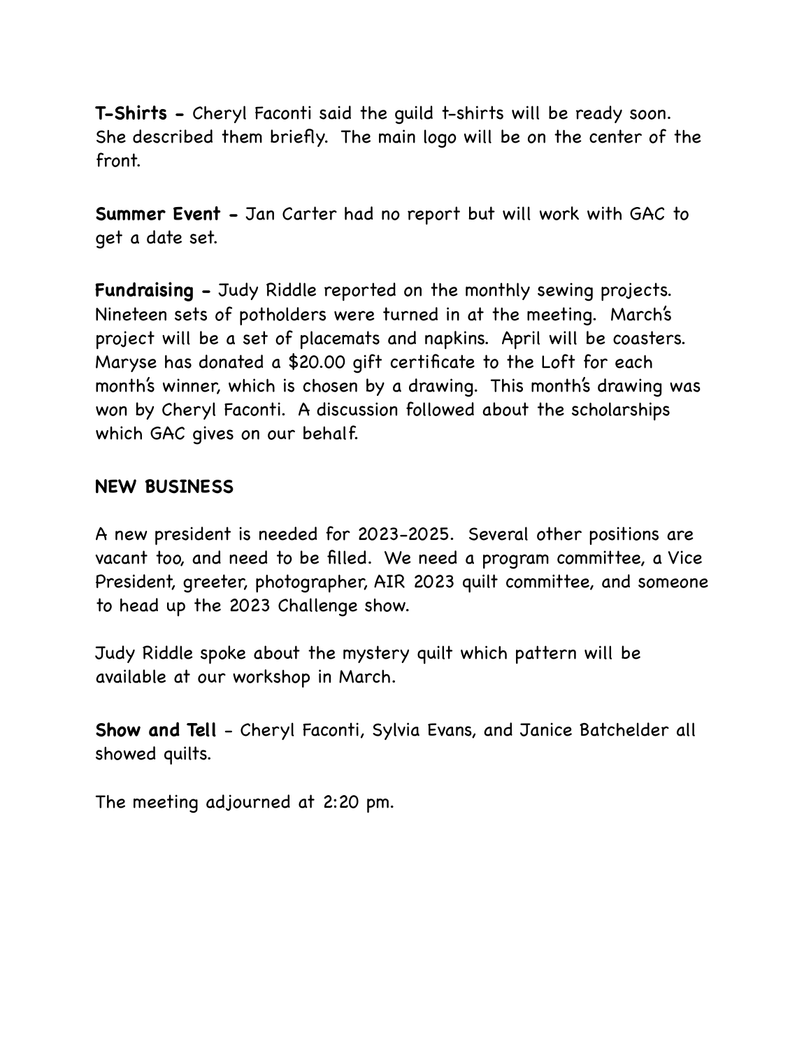**T-Shirts -** Cheryl Faconti said the guild t-shirts will be ready soon. She described them briefly. The main logo will be on the center of the front.

**Summer Event -** Jan Carter had no report but will work with GAC to get a date set.

**Fundraising -** Judy Riddle reported on the monthly sewing projects. Nineteen sets of potholders were turned in at the meeting. March's project will be a set of placemats and napkins. April will be coasters. Maryse has donated a $20.00 gift certificate to the Loft for each month's winner, which is chosen by a drawing. This month's drawing was won by Cheryl Faconti. A discussion followed about the scholarships which GAC gives on our behalf.

**NEW BUSINESS**

A new president is needed for 2023-2025. Several other positions are vacant too, and need to be filled. We need a program committee, a Vice President, greeter, photographer, AIR 2023 quilt committee, and someone to head up the 2023 Challenge show.

Judy Riddle spoke about the mystery quilt which pattern will be available at our workshop in March.

**Show and Tell** - Cheryl Faconti, Sylvia Evans, and Janice Batchelder all showed quilts.

The meeting adjourned at 2:20 pm.